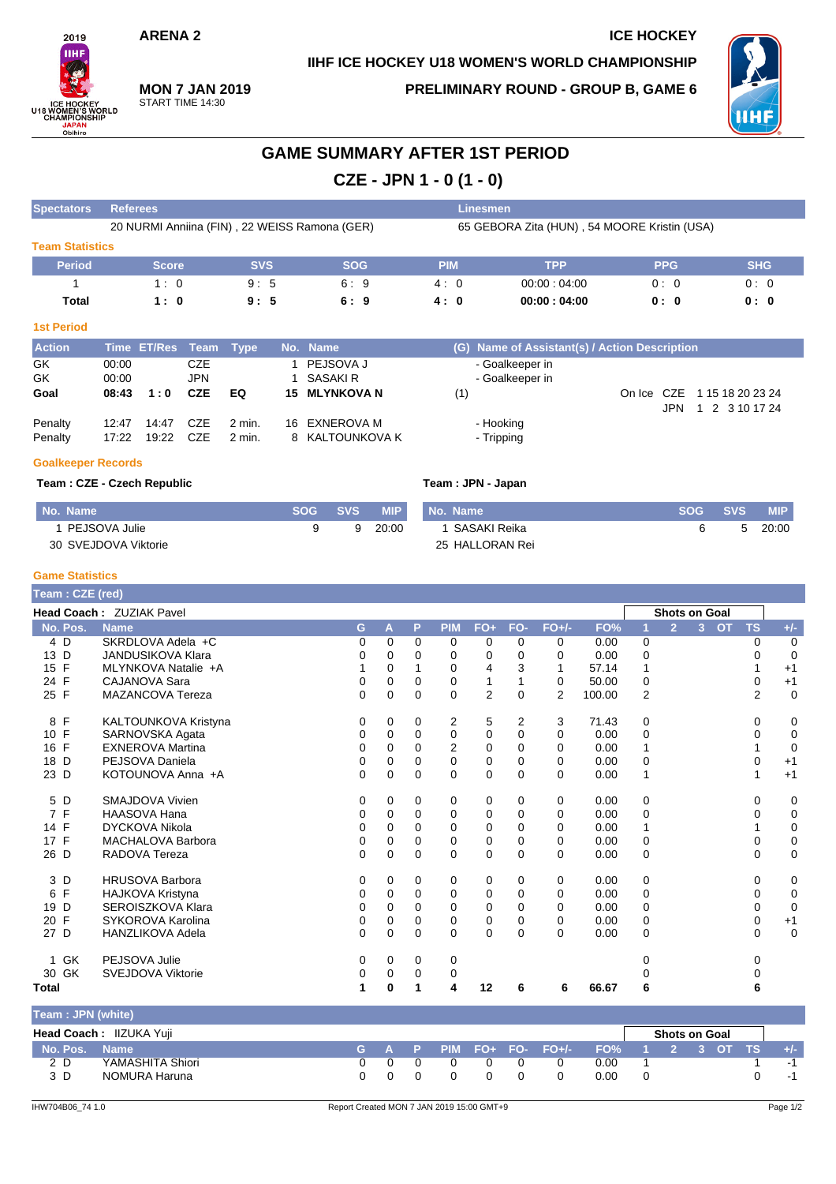ARENA 2

ICE HOCKEY

IIHF ICE HOCKEY U18 WOMEN'S WORLD CHAMPIONSHIP

**MON 7 JAN 2019**
START TIME 14:30

PRELIMINARY ROUND - GROUP B, GAME 6

# GAME SUMMARY AFTER 1ST PERIOD

## CZE - JPN 1 - 0 (1 - 0)

| Spectators | Referees | Linesmen |
|---|---|---|
| | 20 NURMI Anniina (FIN) , 22 WEISS Ramona (GER) | 65 GEBORA Zita (HUN) , 54 MOORE Kristin (USA) |

### Team Statistics

| Period | Score | SVS | SOG | PIM | TPP | PPG | SHG |
|---|---|---|---|---|---|---|---|
| 1 | 1 : 0 | 9 : 5 | 6 : 9 | 4 : 0 | 00:00 : 04:00 | 0 : 0 | 0 : 0 |
| **Total** | **1 : 0** | **9 : 5** | **6 : 9** | **4 : 0** | **00:00 : 04:00** | **0 : 0** | **0 : 0** |

### 1st Period

| Action | Time | ET/Res | Team | Type | No. | Name | (G) | Name of Assistant(s) / Action Description |
|---|---|---|---|---|---|---|---|---|
| GK | 00:00 | | CZE | | 1 | PEJSOVA J | | - Goalkeeper in |
| GK | 00:00 | | JPN | | 1 | SASAKI R | | - Goalkeeper in |
| **Goal** | **08:43** | **1 : 0** | **CZE** | **EQ** | **15** | **MLYNKOVA N** | (1) | On Ice CZE 1 15 18 20 23 24; JPN 1 2 3 10 17 24 |
| Penalty | 12:47 | 14:47 | CZE | 2 min. | 16 | EXNEROVA M | | - Hooking |
| Penalty | 17:22 | 19:22 | CZE | 2 min. | 8 | KALTOUNKOVA K | | - Tripping |

### Goalkeeper Records

**Team : CZE - Czech Republic**

| No. Name | SOG | SVS | MIP |
|---|---|---|---|
| 1 PEJSOVA Julie | 9 | 9 | 20:00 |
| 30 SVEJDOVA Viktorie | | | |

**Team : JPN - Japan**

| No. Name | SOG | SVS | MIP |
|---|---|---|---|
| 1 SASAKI Reika | 6 | 5 | 20:00 |
| 25 HALLORAN Rei | | | |

### Game Statistics

**Team : CZE (red)**

**Head Coach :** ZUZIAK Pavel

| No. | Pos. | Name | G | A | P | PIM | FO+ | FO- | FO+/- | FO% | 1 | 2 | 3 | OT | TS | +/- |
|---|---|---|---|---|---|---|---|---|---|---|---|---|---|---|---|---|
| 4 | D | SKRDLOVA Adela +C | 0 | 0 | 0 | 0 | 0 | 0 | 0 | 0.00 | 0 | | | | 0 | 0 |
| 13 | D | JANDUSIKOVA Klara | 0 | 0 | 0 | 0 | 0 | 0 | 0 | 0.00 | 0 | | | | 0 | 0 |
| 15 | F | MLYNKOVA Natalie +A | 1 | 0 | 1 | 0 | 4 | 3 | 1 | 57.14 | 1 | | | | 1 | +1 |
| 24 | F | CAJANOVA Sara | 0 | 0 | 0 | 0 | 1 | 1 | 0 | 50.00 | 0 | | | | 0 | +1 |
| 25 | F | MAZANCOVA Tereza | 0 | 0 | 0 | 0 | 2 | 0 | 2 | 100.00 | 2 | | | | 2 | 0 |
| 8 | F | KALTOUNKOVA Kristyna | 0 | 0 | 0 | 2 | 5 | 2 | 3 | 71.43 | 0 | | | | 0 | 0 |
| 10 | F | SARNOVSKA Agata | 0 | 0 | 0 | 0 | 0 | 0 | 0 | 0.00 | 0 | | | | 0 | 0 |
| 16 | F | EXNEROVA Martina | 0 | 0 | 0 | 2 | 0 | 0 | 0 | 0.00 | 1 | | | | 1 | 0 |
| 18 | D | PEJSOVA Daniela | 0 | 0 | 0 | 0 | 0 | 0 | 0 | 0.00 | 0 | | | | 0 | +1 |
| 23 | D | KOTOUNOVA Anna +A | 0 | 0 | 0 | 0 | 0 | 0 | 0 | 0.00 | 1 | | | | 1 | +1 |
| 5 | D | SMAJDOVA Vivien | 0 | 0 | 0 | 0 | 0 | 0 | 0 | 0.00 | 0 | | | | 0 | 0 |
| 7 | F | HAASOVA Hana | 0 | 0 | 0 | 0 | 0 | 0 | 0 | 0.00 | 0 | | | | 0 | 0 |
| 14 | F | DYCKOVA Nikola | 0 | 0 | 0 | 0 | 0 | 0 | 0 | 0.00 | 1 | | | | 1 | 0 |
| 17 | F | MACHALOVA Barbora | 0 | 0 | 0 | 0 | 0 | 0 | 0 | 0.00 | 0 | | | | 0 | 0 |
| 26 | D | RADOVA Tereza | 0 | 0 | 0 | 0 | 0 | 0 | 0 | 0.00 | 0 | | | | 0 | 0 |
| 3 | D | HRUSOVA Barbora | 0 | 0 | 0 | 0 | 0 | 0 | 0 | 0.00 | 0 | | | | 0 | 0 |
| 6 | F | HAJKOVA Kristyna | 0 | 0 | 0 | 0 | 0 | 0 | 0 | 0.00 | 0 | | | | 0 | 0 |
| 19 | D | SEROISZKOVA Klara | 0 | 0 | 0 | 0 | 0 | 0 | 0 | 0.00 | 0 | | | | 0 | 0 |
| 20 | F | SYKOROVA Karolina | 0 | 0 | 0 | 0 | 0 | 0 | 0 | 0.00 | 0 | | | | 0 | +1 |
| 27 | D | HANZLIKOVA Adela | 0 | 0 | 0 | 0 | 0 | 0 | 0 | 0.00 | 0 | | | | 0 | 0 |
| 1 | GK | PEJSOVA Julie | 0 | 0 | 0 | 0 | | | | | 0 | | | | 0 | |
| 30 | GK | SVEJDOVA Viktorie | 0 | 0 | 0 | 0 | | | | | 0 | | | | 0 | |
| **Total** | | | **1** | **0** | **1** | **4** | **12** | **6** | **6** | **66.67** | **6** | | | | **6** | |

**Team : JPN (white)**

**Head Coach :** IIZUKA Yuji

| No. | Pos. | Name | G | A | P | PIM | FO+ | FO- | FO+/- | FO% | 1 | 2 | 3 | OT | TS | +/- |
|---|---|---|---|---|---|---|---|---|---|---|---|---|---|---|---|---|
| 2 | D | YAMASHITA Shiori | 0 | 0 | 0 | 0 | 0 | 0 | 0 | 0.00 | 1 | | | | 1 | -1 |
| 3 | D | NOMURA Haruna | 0 | 0 | 0 | 0 | 0 | 0 | 0 | 0.00 | 0 | | | | 0 | -1 |

IHW704B06_74 1.0 — Report Created MON 7 JAN 2019 15:00 GMT+9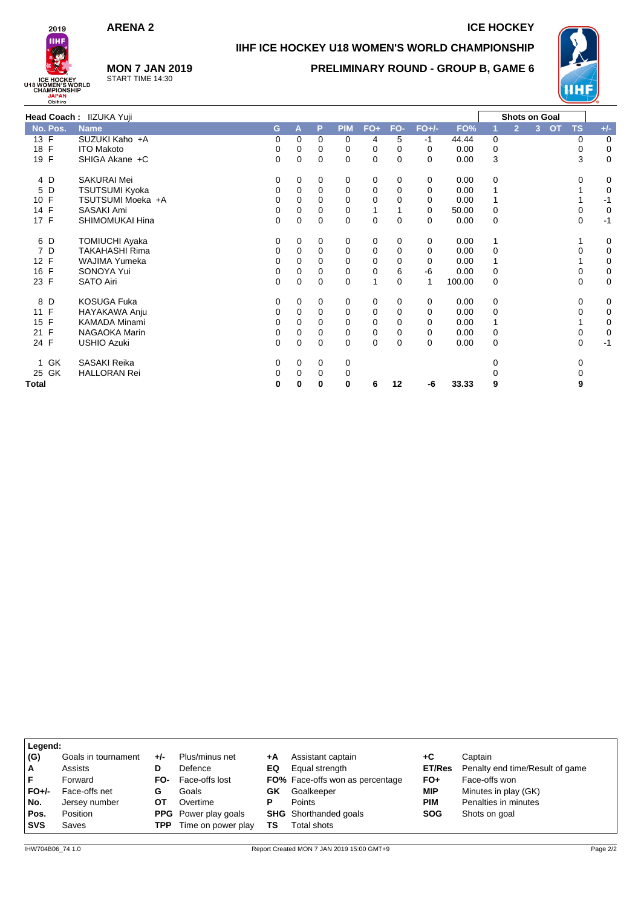**ARENA 2** **ICE HOCKEY**

# IIHF ICE HOCKEY U18 WOMEN'S WORLD CHAMPIONSHIP

**MON 7 JAN 2019**
START TIME 14:30

## PRELIMINARY ROUND - GROUP B, GAME 6

**Head Coach :** IIZUKA Yuji

| No. | Pos. | Name | G | A | P | PIM | FO+ | FO- | FO+/- | FO% | Shots on Goal 1 | 2 | 3 | OT | TS | +/- |
|---|---|---|---|---|---|---|---|---|---|---|---|---|---|---|---|---|
| 13 | F | SUZUKI Kaho +A | 0 | 0 | 0 | 0 | 4 | 5 | -1 | 44.44 | 0 | | | | 0 | 0 |
| 18 | F | ITO Makoto | 0 | 0 | 0 | 0 | 0 | 0 | 0 | 0.00 | 0 | | | | 0 | 0 |
| 19 | F | SHIGA Akane +C | 0 | 0 | 0 | 0 | 0 | 0 | 0 | 0.00 | 3 | | | | 3 | 0 |
| 4 | D | SAKURAI Mei | 0 | 0 | 0 | 0 | 0 | 0 | 0 | 0.00 | 0 | | | | 0 | 0 |
| 5 | D | TSUTSUMI Kyoka | 0 | 0 | 0 | 0 | 0 | 0 | 0 | 0.00 | 1 | | | | 1 | 0 |
| 10 | F | TSUTSUMI Moeka +A | 0 | 0 | 0 | 0 | 0 | 0 | 0 | 0.00 | 1 | | | | 1 | -1 |
| 14 | F | SASAKI Ami | 0 | 0 | 0 | 0 | 1 | 1 | 0 | 50.00 | 0 | | | | 0 | 0 |
| 17 | F | SHIMOMUKAI Hina | 0 | 0 | 0 | 0 | 0 | 0 | 0 | 0.00 | 0 | | | | 0 | -1 |
| 6 | D | TOMIUCHI Ayaka | 0 | 0 | 0 | 0 | 0 | 0 | 0 | 0.00 | 1 | | | | 1 | 0 |
| 7 | D | TAKAHASHI Rima | 0 | 0 | 0 | 0 | 0 | 0 | 0 | 0.00 | 0 | | | | 0 | 0 |
| 12 | F | WAJIMA Yumeka | 0 | 0 | 0 | 0 | 0 | 0 | 0 | 0.00 | 1 | | | | 1 | 0 |
| 16 | F | SONOYA Yui | 0 | 0 | 0 | 0 | 0 | 6 | -6 | 0.00 | 0 | | | | 0 | 0 |
| 23 | F | SATO Airi | 0 | 0 | 0 | 0 | 1 | 0 | 1 | 100.00 | 0 | | | | 0 | 0 |
| 8 | D | KOSUGA Fuka | 0 | 0 | 0 | 0 | 0 | 0 | 0 | 0.00 | 0 | | | | 0 | 0 |
| 11 | F | HAYAKAWA Anju | 0 | 0 | 0 | 0 | 0 | 0 | 0 | 0.00 | 0 | | | | 0 | 0 |
| 15 | F | KAMADA Minami | 0 | 0 | 0 | 0 | 0 | 0 | 0 | 0.00 | 1 | | | | 1 | 0 |
| 21 | F | NAGAOKA Marin | 0 | 0 | 0 | 0 | 0 | 0 | 0 | 0.00 | 0 | | | | 0 | 0 |
| 24 | F | USHIO Azuki | 0 | 0 | 0 | 0 | 0 | 0 | 0 | 0.00 | 0 | | | | 0 | -1 |
| 1 | GK | SASAKI Reika | 0 | 0 | 0 | 0 | | | | | 0 | | | | 0 | |
| 25 | GK | HALLORAN Rei | 0 | 0 | 0 | 0 | | | | | 0 | | | | 0 | |
| **Total** | | | **0** | **0** | **0** | **0** | **6** | **12** | **-6** | **33.33** | **9** | | | | **9** | |

**Legend:**

| | | | | | | | |
|---|---|---|---|---|---|---|---|
| (G) | Goals in tournament | +/- | Plus/minus net | +A | Assistant captain | +C | Captain |
| A | Assists | D | Defence | EQ | Equal strength | ET/Res | Penalty end time/Result of game |
| F | Forward | FO- | Face-offs lost | FO% | Face-offs won as percentage | FO+ | Face-offs won |
| FO+/- | Face-offs net | G | Goals | GK | Goalkeeper | MIP | Minutes in play (GK) |
| No. | Jersey number | OT | Overtime | P | Points | PIM | Penalties in minutes |
| Pos. | Position | PPG | Power play goals | SHG | Shorthanded goals | SOG | Shots on goal |
| SVS | Saves | TPP | Time on power play | TS | Total shots | | |

IHW704B06_74 1.0 Report Created MON 7 JAN 2019 15:00 GMT+9